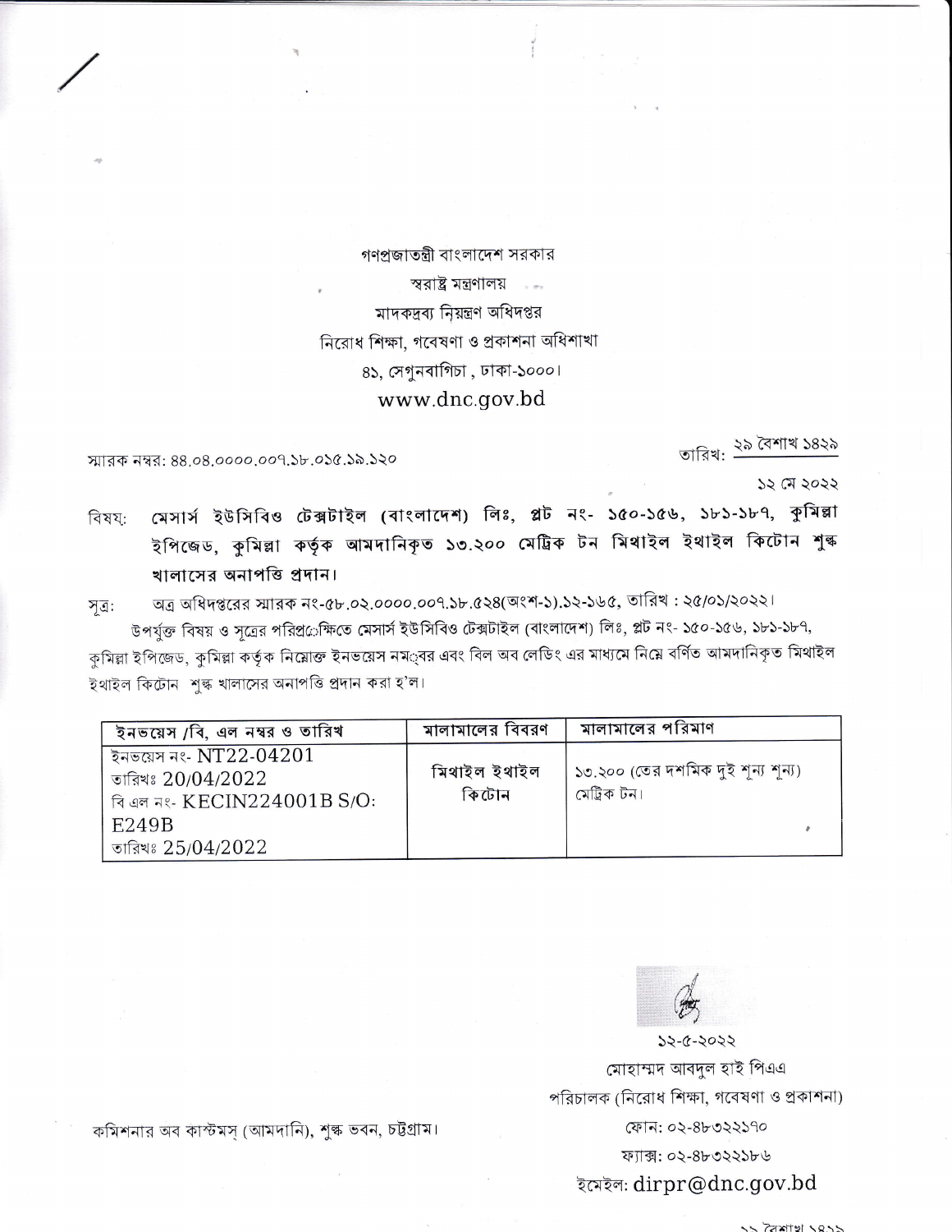গণপ্রজাতন্ত্রী বাংলাদেশ সরকার

স্বরাষ্ট্র মন্ত্রণালয়

মাদকদ্রব্য নিয়ন্ত্রণ অধিদপ্তর

নিরোধ শিক্ষা, গবেষণা ও প্রকাশনা অধিশাখা

৪১, সেগুনবাগিচা, ঢাকা-১০০০।

www.dnc.gov.bd

স্মারক নম্বর: ৪৪.০৪.০০০০.০০৭.১৮.০১৫.১৯.১২০

তারিখ: ২৯ বৈশাখ ১৪২৯

১২ মে ২০২২

বিষয়: **মেসার্স ইউসিবিও টেক্সটাইল (বাংলাদেশ) লিঃ, প্লট নং- ১৫০-১৫৬, ১৮১-১৮৭, কুমিল্লা ইপিজেড, কুমিল্লা কর্তৃক আমদানিকৃত ১৩.২০০ মেট্রিক টন মিথাইল ইথাইল কিটোন শুল্ক খালাসের অনাপত্তি প্রদান।**

সূত্র: অত্র অধিদপ্তরের স্মারক নং-৫৮.০২.০০০০.০০৭.১৮.৫২৪(অংশ-১).১২-১৬৫, তারিখ : ২৫/০১/২০২২।

উপর্যুক্ত বিষয় ও সূত্রের পরিপ্রেক্ষিতে মেসার্স ইউসিবিও টেক্সটাইল (বাংলাদেশ) লিঃ, প্লট নং- ১৫০-১৫৬, ১৮১-১৮৭, কুমিল্লা ইপিজেড, কুমিল্লা কর্তৃক নিম্নোক্ত ইনভয়েস নম্বর এবং বিল অব লেডিং এর মাধ্যমে নিম্নে বর্ণিত আমদানিকৃত মিথাইল ইথাইল কিটোন শুল্ক খালাসের অনাপত্তি প্রদান করা হ'ল।

| ইনভয়েস /বি, এল নম্বর ও তারিখ | মালামালের বিবরণ | মালামালের পরিমাণ |
|---|---|---|
| ইনভয়েস নং- NT22-04201<br>তারিখঃ 20/04/2022<br>বি এল নং- KECIN224001B S/O: E249B<br>তারিখঃ 25/04/2022 | মিথাইল ইথাইল কিটোন | ১৩.২০০ (তের দশমিক দুই শূন্য শূন্য) মেট্রিক টন। |

১২-৫-২০২২

মোহাম্মদ আবদুল হাই পিএএ

পরিচালক (নিরোধ শিক্ষা, গবেষণা ও প্রকাশনা)

ফোন: ০২-৪৮৩২২১৭০

ফ্যাক্স: ০২-৪৮৩২২১৮৬

ইমেইল: dirpr@dnc.gov.bd

কমিশনার অব কাস্টমস্ (আমদানি), শুল্ক ভবন, চট্টগ্রাম।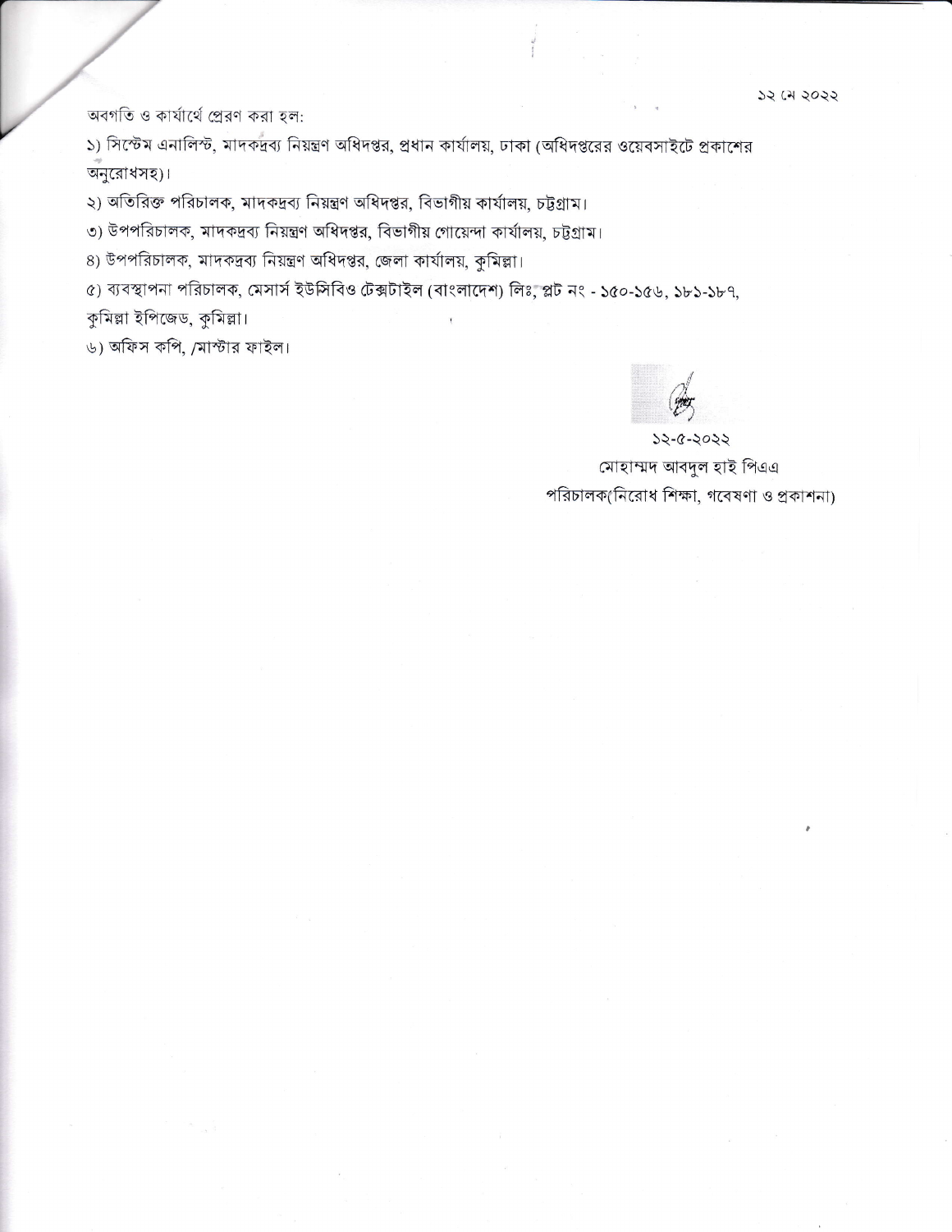১২ মে ২০২২

অবগতি ও কার্যার্থে প্রেরণ করা হল:

১) সিস্টেম এনালিস্ট, মাদকদ্রব্য নিয়ন্ত্রণ অধিদপ্তর, প্রধান কার্যালয়, ঢাকা (অধিদপ্তরের ওয়েবসাইটে প্রকাশের অনুরোধসহ)।

২) অতিরিক্ত পরিচালক, মাদকদ্রব্য নিয়ন্ত্রণ অধিদপ্তর, বিভাগীয় কার্যালয়, চট্টগ্রাম।

৩) উপপরিচালক, মাদকদ্রব্য নিয়ন্ত্রণ অধিদপ্তর, বিভাগীয় গোয়েন্দা কার্যালয়, চট্টগ্রাম।

৪) উপপরিচালক, মাদকদ্রব্য নিয়ন্ত্রণ অধিদপ্তর, জেলা কার্যালয়, কুমিল্লা।

৫) ব্যবস্থাপনা পরিচালক, মেসার্স ইউসিবিও টেক্সটাইল (বাংলাদেশ) লিঃ, প্লট নং - ১৫০-১৫৬, ১৮১-১৮৭, কুমিল্লা ইপিজেড, কুমিল্লা।

৬) অফিস কপি, /মাস্টার ফাইল।

১২-৫-২০২২

মোহাম্মদ আবদুল হাই পিএএ

পরিচালক(নিরোধ শিক্ষা, গবেষণা ও প্রকাশনা)